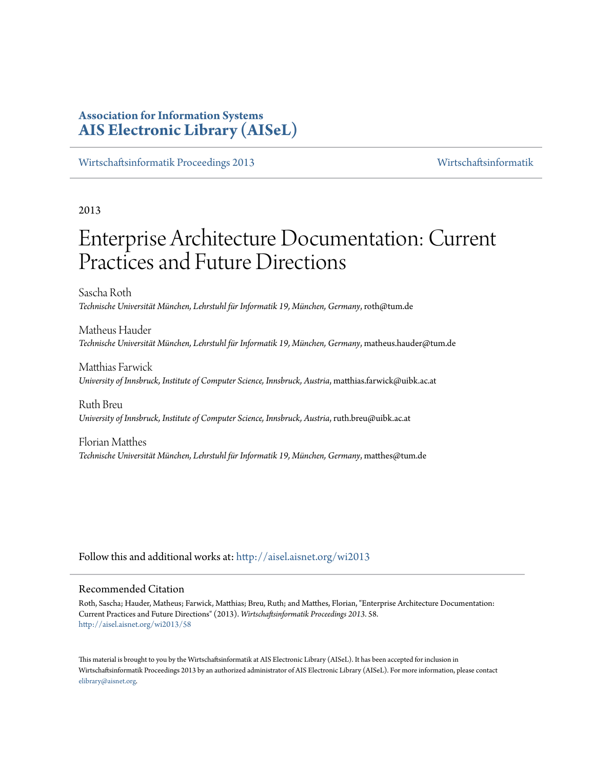**Association for Information Systems**
**AIS Electronic Library (AISeL)**

Wirtschaftsinformatik Proceedings 2013 — Wirtschaftsinformatik

2013

# Enterprise Architecture Documentation: Current Practices and Future Directions

Sascha Roth
*Technische Universität München, Lehrstuhl für Informatik 19, München, Germany*, roth@tum.de

Matheus Hauder
*Technische Universität München, Lehrstuhl für Informatik 19, München, Germany*, matheus.hauder@tum.de

Matthias Farwick
*University of Innsbruck, Institute of Computer Science, Innsbruck, Austria*, matthias.farwick@uibk.ac.at

Ruth Breu
*University of Innsbruck, Institute of Computer Science, Innsbruck, Austria*, ruth.breu@uibk.ac.at

Florian Matthes
*Technische Universität München, Lehrstuhl für Informatik 19, München, Germany*, matthes@tum.de

Follow this and additional works at: http://aisel.aisnet.org/wi2013

## Recommended Citation

Roth, Sascha; Hauder, Matheus; Farwick, Matthias; Breu, Ruth; and Matthes, Florian, "Enterprise Architecture Documentation: Current Practices and Future Directions" (2013). *Wirtschaftsinformatik Proceedings 2013*. 58.
http://aisel.aisnet.org/wi2013/58

This material is brought to you by the Wirtschaftsinformatik at AIS Electronic Library (AISeL). It has been accepted for inclusion in Wirtschaftsinformatik Proceedings 2013 by an authorized administrator of AIS Electronic Library (AISeL). For more information, please contact elibrary@aisnet.org.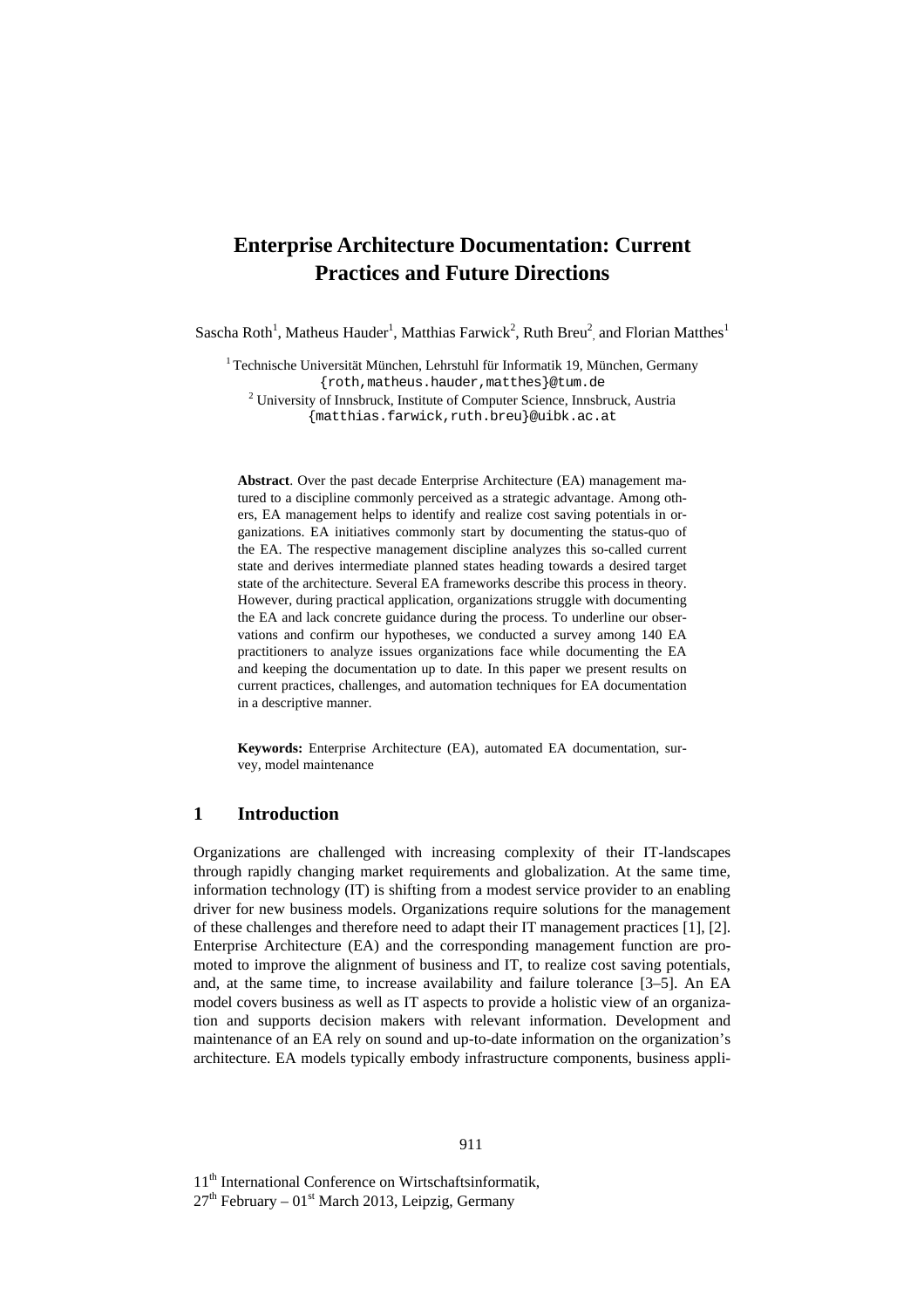# Enterprise Architecture Documentation: Current Practices and Future Directions

Sascha Roth[1], Matheus Hauder[1], Matthias Farwick[2], Ruth Breu[2], and Florian Matthes[1]

[1] Technische Universität München, Lehrstuhl für Informatik 19, München, Germany
{roth,matheus.hauder,matthes}@tum.de
[2] University of Innsbruck, Institute of Computer Science, Innsbruck, Austria
{matthias.farwick,ruth.breu}@uibk.ac.at

**Abstract**. Over the past decade Enterprise Architecture (EA) management matured to a discipline commonly perceived as a strategic advantage. Among others, EA management helps to identify and realize cost saving potentials in organizations. EA initiatives commonly start by documenting the status-quo of the EA. The respective management discipline analyzes this so-called current state and derives intermediate planned states heading towards a desired target state of the architecture. Several EA frameworks describe this process in theory. However, during practical application, organizations struggle with documenting the EA and lack concrete guidance during the process. To underline our observations and confirm our hypotheses, we conducted a survey among 140 EA practitioners to analyze issues organizations face while documenting the EA and keeping the documentation up to date. In this paper we present results on current practices, challenges, and automation techniques for EA documentation in a descriptive manner.

**Keywords:** Enterprise Architecture (EA), automated EA documentation, survey, model maintenance

## 1 Introduction

Organizations are challenged with increasing complexity of their IT-landscapes through rapidly changing market requirements and globalization. At the same time, information technology (IT) is shifting from a modest service provider to an enabling driver for new business models. Organizations require solutions for the management of these challenges and therefore need to adapt their IT management practices [1], [2]. Enterprise Architecture (EA) and the corresponding management function are promoted to improve the alignment of business and IT, to realize cost saving potentials, and, at the same time, to increase availability and failure tolerance [3–5]. An EA model covers business as well as IT aspects to provide a holistic view of an organization and supports decision makers with relevant information. Development and maintenance of an EA rely on sound and up-to-date information on the organization's architecture. EA models typically embody infrastructure components, business appli-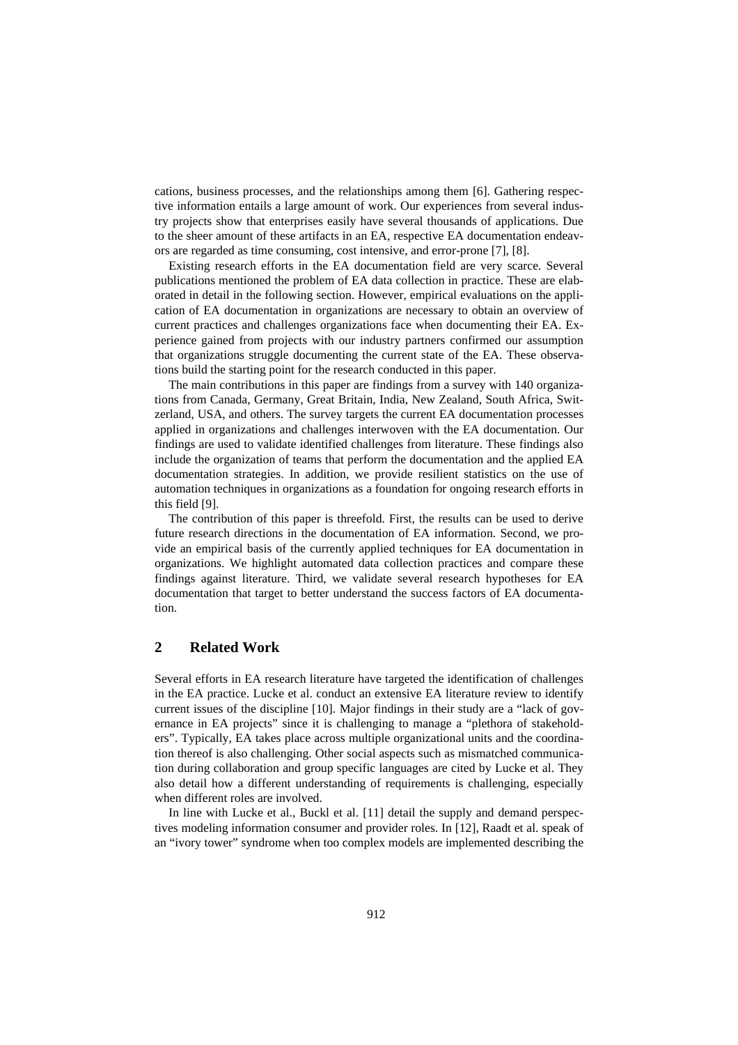cations, business processes, and the relationships among them [6]. Gathering respective information entails a large amount of work. Our experiences from several industry projects show that enterprises easily have several thousands of applications. Due to the sheer amount of these artifacts in an EA, respective EA documentation endeavors are regarded as time consuming, cost intensive, and error-prone [7], [8].

Existing research efforts in the EA documentation field are very scarce. Several publications mentioned the problem of EA data collection in practice. These are elaborated in detail in the following section. However, empirical evaluations on the application of EA documentation in organizations are necessary to obtain an overview of current practices and challenges organizations face when documenting their EA. Experience gained from projects with our industry partners confirmed our assumption that organizations struggle documenting the current state of the EA. These observations build the starting point for the research conducted in this paper.

The main contributions in this paper are findings from a survey with 140 organizations from Canada, Germany, Great Britain, India, New Zealand, South Africa, Switzerland, USA, and others. The survey targets the current EA documentation processes applied in organizations and challenges interwoven with the EA documentation. Our findings are used to validate identified challenges from literature. These findings also include the organization of teams that perform the documentation and the applied EA documentation strategies. In addition, we provide resilient statistics on the use of automation techniques in organizations as a foundation for ongoing research efforts in this field [9].

The contribution of this paper is threefold. First, the results can be used to derive future research directions in the documentation of EA information. Second, we provide an empirical basis of the currently applied techniques for EA documentation in organizations. We highlight automated data collection practices and compare these findings against literature. Third, we validate several research hypotheses for EA documentation that target to better understand the success factors of EA documentation.

## 2 Related Work

Several efforts in EA research literature have targeted the identification of challenges in the EA practice. Lucke et al. conduct an extensive EA literature review to identify current issues of the discipline [10]. Major findings in their study are a "lack of governance in EA projects" since it is challenging to manage a "plethora of stakeholders". Typically, EA takes place across multiple organizational units and the coordination thereof is also challenging. Other social aspects such as mismatched communication during collaboration and group specific languages are cited by Lucke et al. They also detail how a different understanding of requirements is challenging, especially when different roles are involved.

In line with Lucke et al., Buckl et al. [11] detail the supply and demand perspectives modeling information consumer and provider roles. In [12], Raadt et al. speak of an "ivory tower" syndrome when too complex models are implemented describing the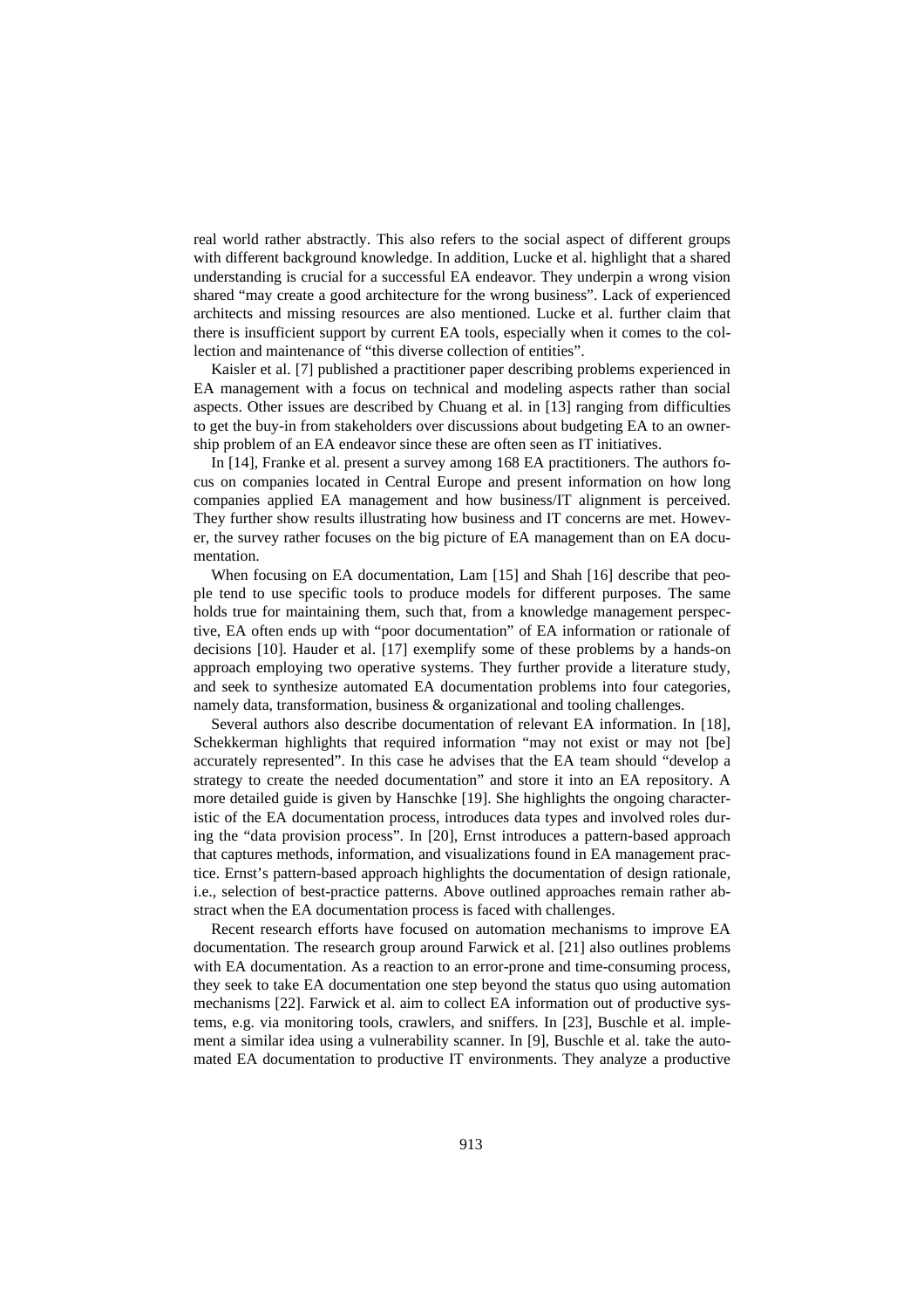real world rather abstractly. This also refers to the social aspect of different groups with different background knowledge. In addition, Lucke et al. highlight that a shared understanding is crucial for a successful EA endeavor. They underpin a wrong vision shared "may create a good architecture for the wrong business". Lack of experienced architects and missing resources are also mentioned. Lucke et al. further claim that there is insufficient support by current EA tools, especially when it comes to the collection and maintenance of "this diverse collection of entities".

Kaisler et al. [7] published a practitioner paper describing problems experienced in EA management with a focus on technical and modeling aspects rather than social aspects. Other issues are described by Chuang et al. in [13] ranging from difficulties to get the buy-in from stakeholders over discussions about budgeting EA to an ownership problem of an EA endeavor since these are often seen as IT initiatives.

In [14], Franke et al. present a survey among 168 EA practitioners. The authors focus on companies located in Central Europe and present information on how long companies applied EA management and how business/IT alignment is perceived. They further show results illustrating how business and IT concerns are met. However, the survey rather focuses on the big picture of EA management than on EA documentation.

When focusing on EA documentation, Lam [15] and Shah [16] describe that people tend to use specific tools to produce models for different purposes. The same holds true for maintaining them, such that, from a knowledge management perspective, EA often ends up with "poor documentation" of EA information or rationale of decisions [10]. Hauder et al. [17] exemplify some of these problems by a hands-on approach employing two operative systems. They further provide a literature study, and seek to synthesize automated EA documentation problems into four categories, namely data, transformation, business & organizational and tooling challenges.

Several authors also describe documentation of relevant EA information. In [18], Schekkerman highlights that required information "may not exist or may not [be] accurately represented". In this case he advises that the EA team should "develop a strategy to create the needed documentation" and store it into an EA repository. A more detailed guide is given by Hanschke [19]. She highlights the ongoing characteristic of the EA documentation process, introduces data types and involved roles during the "data provision process". In [20], Ernst introduces a pattern-based approach that captures methods, information, and visualizations found in EA management practice. Ernst's pattern-based approach highlights the documentation of design rationale, i.e., selection of best-practice patterns. Above outlined approaches remain rather abstract when the EA documentation process is faced with challenges.

Recent research efforts have focused on automation mechanisms to improve EA documentation. The research group around Farwick et al. [21] also outlines problems with EA documentation. As a reaction to an error-prone and time-consuming process, they seek to take EA documentation one step beyond the status quo using automation mechanisms [22]. Farwick et al. aim to collect EA information out of productive systems, e.g. via monitoring tools, crawlers, and sniffers. In [23], Buschle et al. implement a similar idea using a vulnerability scanner. In [9], Buschle et al. take the automated EA documentation to productive IT environments. They analyze a productive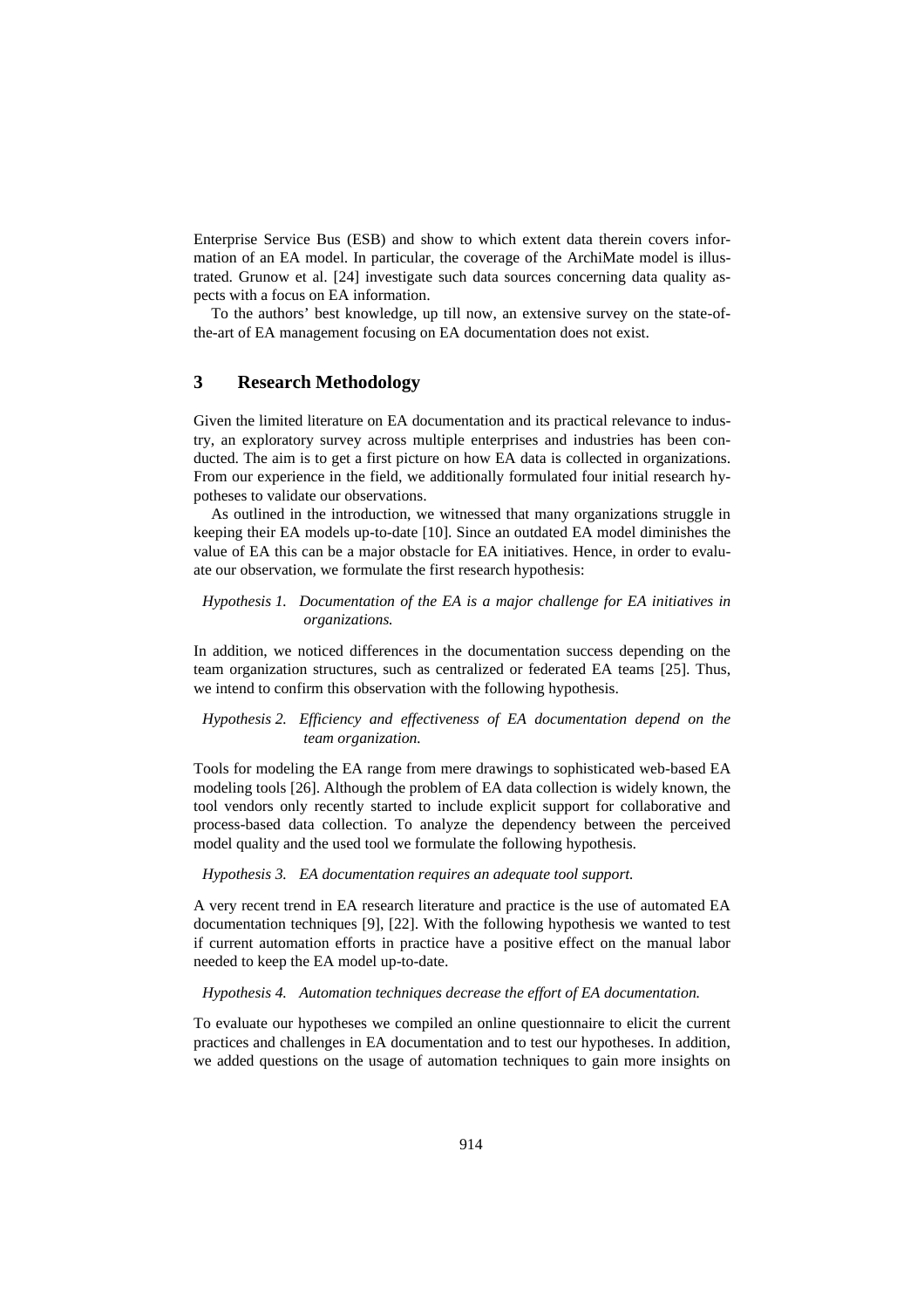Enterprise Service Bus (ESB) and show to which extent data therein covers information of an EA model. In particular, the coverage of the ArchiMate model is illustrated. Grunow et al. [24] investigate such data sources concerning data quality aspects with a focus on EA information.

To the authors' best knowledge, up till now, an extensive survey on the state-of-the-art of EA management focusing on EA documentation does not exist.

## 3 Research Methodology

Given the limited literature on EA documentation and its practical relevance to industry, an exploratory survey across multiple enterprises and industries has been conducted. The aim is to get a first picture on how EA data is collected in organizations. From our experience in the field, we additionally formulated four initial research hypotheses to validate our observations.

As outlined in the introduction, we witnessed that many organizations struggle in keeping their EA models up-to-date [10]. Since an outdated EA model diminishes the value of EA this can be a major obstacle for EA initiatives. Hence, in order to evaluate our observation, we formulate the first research hypothesis:

*Hypothesis 1. Documentation of the EA is a major challenge for EA initiatives in organizations.*

In addition, we noticed differences in the documentation success depending on the team organization structures, such as centralized or federated EA teams [25]. Thus, we intend to confirm this observation with the following hypothesis.

*Hypothesis 2. Efficiency and effectiveness of EA documentation depend on the team organization.*

Tools for modeling the EA range from mere drawings to sophisticated web-based EA modeling tools [26]. Although the problem of EA data collection is widely known, the tool vendors only recently started to include explicit support for collaborative and process-based data collection. To analyze the dependency between the perceived model quality and the used tool we formulate the following hypothesis.

*Hypothesis 3. EA documentation requires an adequate tool support.*

A very recent trend in EA research literature and practice is the use of automated EA documentation techniques [9], [22]. With the following hypothesis we wanted to test if current automation efforts in practice have a positive effect on the manual labor needed to keep the EA model up-to-date.

*Hypothesis 4. Automation techniques decrease the effort of EA documentation.*

To evaluate our hypotheses we compiled an online questionnaire to elicit the current practices and challenges in EA documentation and to test our hypotheses. In addition, we added questions on the usage of automation techniques to gain more insights on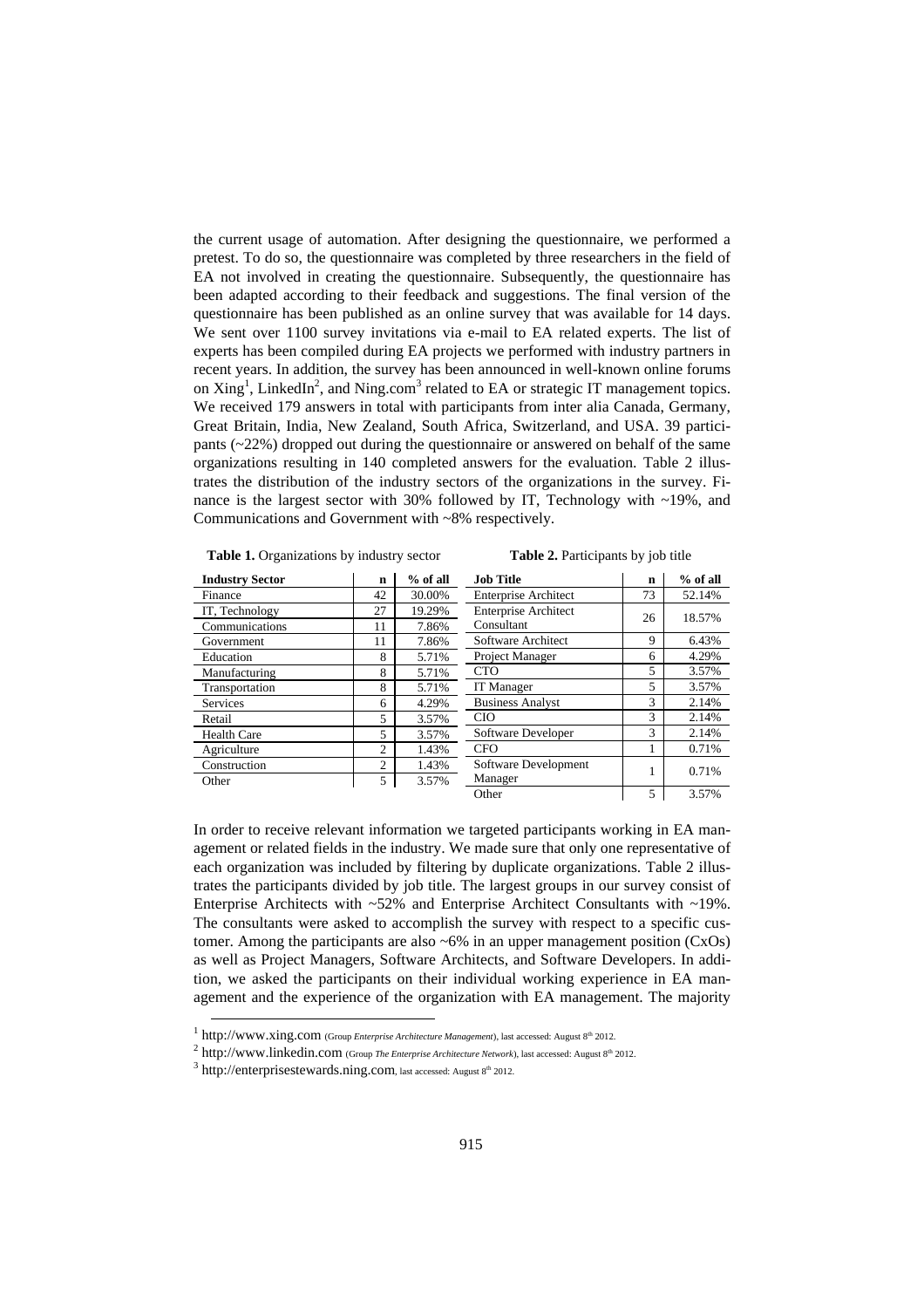the current usage of automation. After designing the questionnaire, we performed a pretest. To do so, the questionnaire was completed by three researchers in the field of EA not involved in creating the questionnaire. Subsequently, the questionnaire has been adapted according to their feedback and suggestions. The final version of the questionnaire has been published as an online survey that was available for 14 days. We sent over 1100 survey invitations via e-mail to EA related experts. The list of experts has been compiled during EA projects we performed with industry partners in recent years. In addition, the survey has been announced in well-known online forums on Xing[1], LinkedIn[2], and Ning.com[3] related to EA or strategic IT management topics. We received 179 answers in total with participants from inter alia Canada, Germany, Great Britain, India, New Zealand, South Africa, Switzerland, and USA. 39 participants (~22%) dropped out during the questionnaire or answered on behalf of the same organizations resulting in 140 completed answers for the evaluation. Table 2 illustrates the distribution of the industry sectors of the organizations in the survey. Finance is the largest sector with 30% followed by IT, Technology with ~19%, and Communications and Government with ~8% respectively.

**Table 1.** Organizations by industry sector

| Industry Sector | n | % of all |
|---|---|---|
| Finance | 42 | 30.00% |
| IT, Technology | 27 | 19.29% |
| Communications | 11 | 7.86% |
| Government | 11 | 7.86% |
| Education | 8 | 5.71% |
| Manufacturing | 8 | 5.71% |
| Transportation | 8 | 5.71% |
| Services | 6 | 4.29% |
| Retail | 5 | 3.57% |
| Health Care | 5 | 3.57% |
| Agriculture | 2 | 1.43% |
| Construction | 2 | 1.43% |
| Other | 5 | 3.57% |

**Table 2.** Participants by job title

| Job Title | n | % of all |
|---|---|---|
| Enterprise Architect | 73 | 52.14% |
| Enterprise Architect Consultant | 26 | 18.57% |
| Software Architect | 9 | 6.43% |
| Project Manager | 6 | 4.29% |
| CTO | 5 | 3.57% |
| IT Manager | 5 | 3.57% |
| Business Analyst | 3 | 2.14% |
| CIO | 3 | 2.14% |
| Software Developer | 3 | 2.14% |
| CFO | 1 | 0.71% |
| Software Development Manager | 1 | 0.71% |
| Other | 5 | 3.57% |

In order to receive relevant information we targeted participants working in EA management or related fields in the industry. We made sure that only one representative of each organization was included by filtering by duplicate organizations. Table 2 illustrates the participants divided by job title. The largest groups in our survey consist of Enterprise Architects with ~52% and Enterprise Architect Consultants with ~19%. The consultants were asked to accomplish the survey with respect to a specific customer. Among the participants are also ~6% in an upper management position (CxOs) as well as Project Managers, Software Architects, and Software Developers. In addition, we asked the participants on their individual working experience in EA management and the experience of the organization with EA management. The majority

[1] http://www.xing.com (Group *Enterprise Architecture Management*), last accessed: August 8th 2012.

[2] http://www.linkedin.com (Group *The Enterprise Architecture Network*), last accessed: August 8th 2012.

[3] http://enterprisestewards.ning.com, last accessed: August 8th 2012.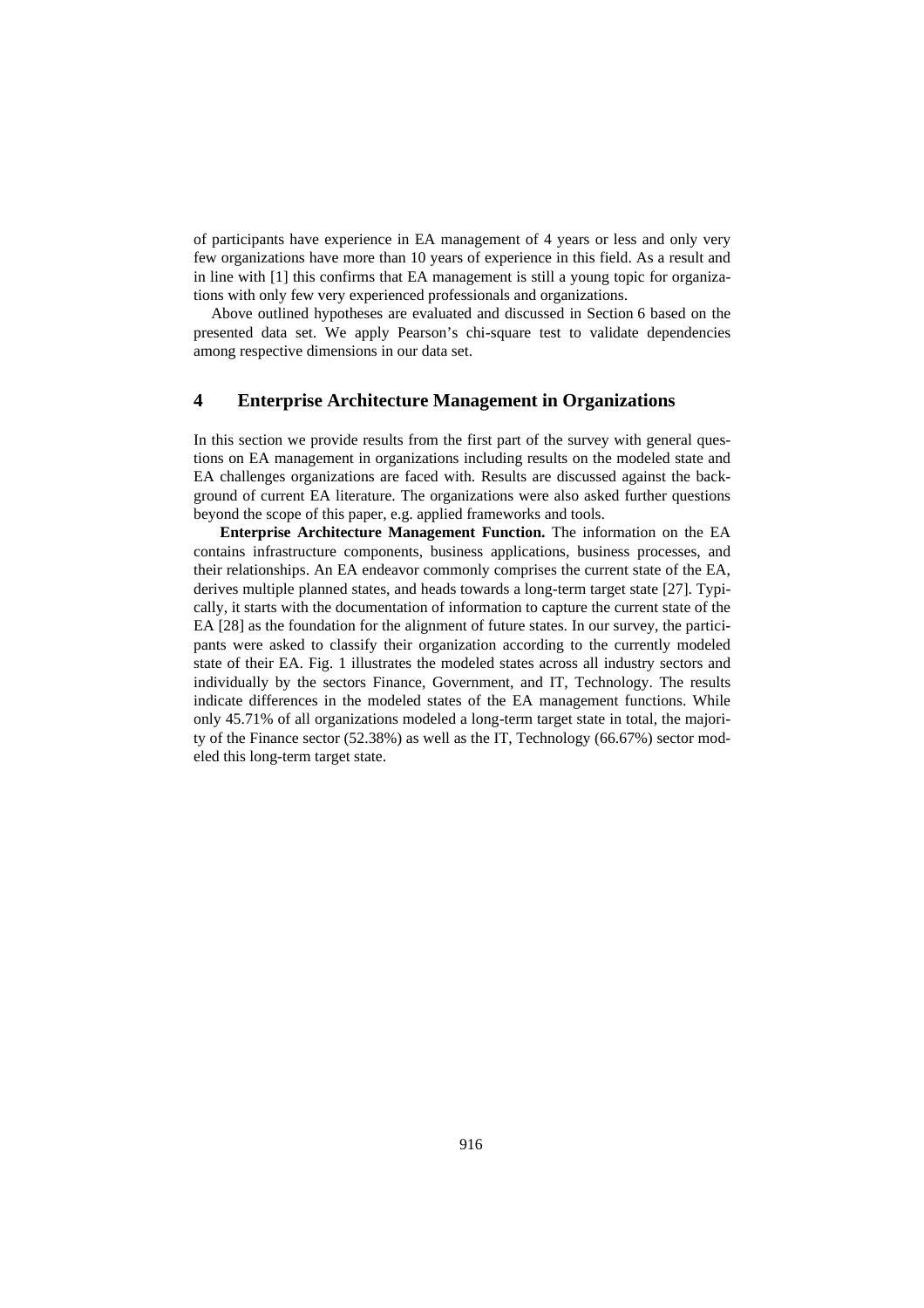of participants have experience in EA management of 4 years or less and only very few organizations have more than 10 years of experience in this field. As a result and in line with [1] this confirms that EA management is still a young topic for organizations with only few very experienced professionals and organizations.

Above outlined hypotheses are evaluated and discussed in Section 6 based on the presented data set. We apply Pearson's chi-square test to validate dependencies among respective dimensions in our data set.

## 4 Enterprise Architecture Management in Organizations

In this section we provide results from the first part of the survey with general questions on EA management in organizations including results on the modeled state and EA challenges organizations are faced with. Results are discussed against the background of current EA literature. The organizations were also asked further questions beyond the scope of this paper, e.g. applied frameworks and tools.

**Enterprise Architecture Management Function.** The information on the EA contains infrastructure components, business applications, business processes, and their relationships. An EA endeavor commonly comprises the current state of the EA, derives multiple planned states, and heads towards a long-term target state [27]. Typically, it starts with the documentation of information to capture the current state of the EA [28] as the foundation for the alignment of future states. In our survey, the participants were asked to classify their organization according to the currently modeled state of their EA. Fig. 1 illustrates the modeled states across all industry sectors and individually by the sectors Finance, Government, and IT, Technology. The results indicate differences in the modeled states of the EA management functions. While only 45.71% of all organizations modeled a long-term target state in total, the majority of the Finance sector (52.38%) as well as the IT, Technology (66.67%) sector modeled this long-term target state.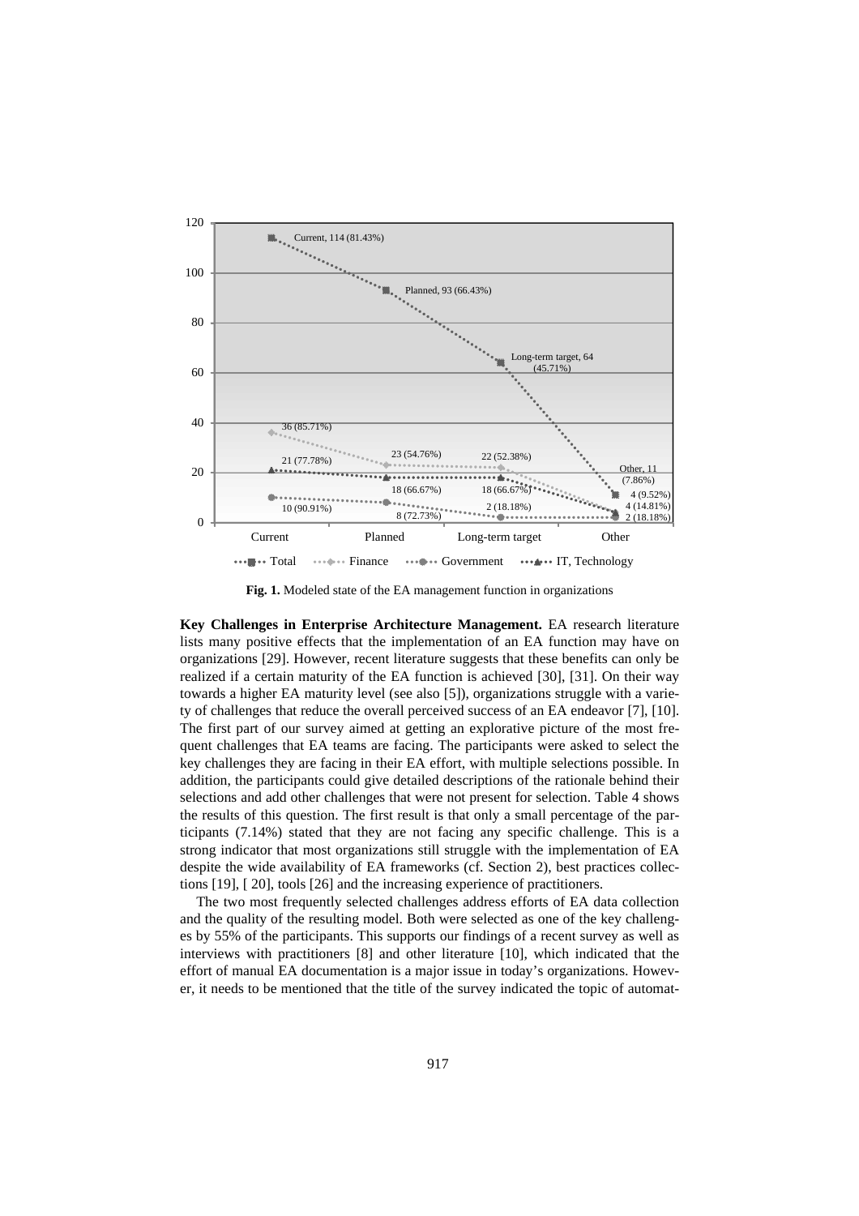**Fig. 1.** Modeled state of the EA management function in organizations

**Key Challenges in Enterprise Architecture Management.** EA research literature lists many positive effects that the implementation of an EA function may have on organizations [29]. However, recent literature suggests that these benefits can only be realized if a certain maturity of the EA function is achieved [30], [31]. On their way towards a higher EA maturity level (see also [5]), organizations struggle with a variety of challenges that reduce the overall perceived success of an EA endeavor [7], [10]. The first part of our survey aimed at getting an explorative picture of the most frequent challenges that EA teams are facing. The participants were asked to select the key challenges they are facing in their EA effort, with multiple selections possible. In addition, the participants could give detailed descriptions of the rationale behind their selections and add other challenges that were not present for selection. Table 4 shows the results of this question. The first result is that only a small percentage of the participants (7.14%) stated that they are not facing any specific challenge. This is a strong indicator that most organizations still struggle with the implementation of EA despite the wide availability of EA frameworks (cf. Section 2), best practices collections [19], [ 20], tools [26] and the increasing experience of practitioners.

The two most frequently selected challenges address efforts of EA data collection and the quality of the resulting model. Both were selected as one of the key challenges by 55% of the participants. This supports our findings of a recent survey as well as interviews with practitioners [8] and other literature [10], which indicated that the effort of manual EA documentation is a major issue in today's organizations. However, it needs to be mentioned that the title of the survey indicated the topic of automat-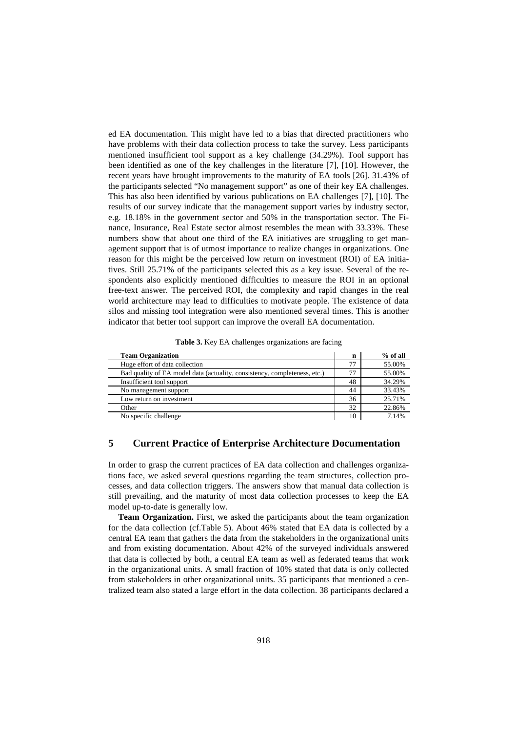ed EA documentation. This might have led to a bias that directed practitioners who have problems with their data collection process to take the survey. Less participants mentioned insufficient tool support as a key challenge (34.29%). Tool support has been identified as one of the key challenges in the literature [7], [10]. However, the recent years have brought improvements to the maturity of EA tools [26]. 31.43% of the participants selected "No management support" as one of their key EA challenges. This has also been identified by various publications on EA challenges [7], [10]. The results of our survey indicate that the management support varies by industry sector, e.g. 18.18% in the government sector and 50% in the transportation sector. The Finance, Insurance, Real Estate sector almost resembles the mean with 33.33%. These numbers show that about one third of the EA initiatives are struggling to get management support that is of utmost importance to realize changes in organizations. One reason for this might be the perceived low return on investment (ROI) of EA initiatives. Still 25.71% of the participants selected this as a key issue. Several of the respondents also explicitly mentioned difficulties to measure the ROI in an optional free-text answer. The perceived ROI, the complexity and rapid changes in the real world architecture may lead to difficulties to motivate people. The existence of data silos and missing tool integration were also mentioned several times. This is another indicator that better tool support can improve the overall EA documentation.

**Table 3.** Key EA challenges organizations are facing

| Team Organization | n | % of all |
|---|---|---|
| Huge effort of data collection | 77 | 55.00% |
| Bad quality of EA model data (actuality, consistency, completeness, etc.) | 77 | 55.00% |
| Insufficient tool support | 48 | 34.29% |
| No management support | 44 | 33.43% |
| Low return on investment | 36 | 25.71% |
| Other | 32 | 22.86% |
| No specific challenge | 10 | 7.14% |

## 5 Current Practice of Enterprise Architecture Documentation

In order to grasp the current practices of EA data collection and challenges organizations face, we asked several questions regarding the team structures, collection processes, and data collection triggers. The answers show that manual data collection is still prevailing, and the maturity of most data collection processes to keep the EA model up-to-date is generally low.

**Team Organization.** First, we asked the participants about the team organization for the data collection (cf.Table 5). About 46% stated that EA data is collected by a central EA team that gathers the data from the stakeholders in the organizational units and from existing documentation. About 42% of the surveyed individuals answered that data is collected by both, a central EA team as well as federated teams that work in the organizational units. A small fraction of 10% stated that data is only collected from stakeholders in other organizational units. 35 participants that mentioned a centralized team also stated a large effort in the data collection. 38 participants declared a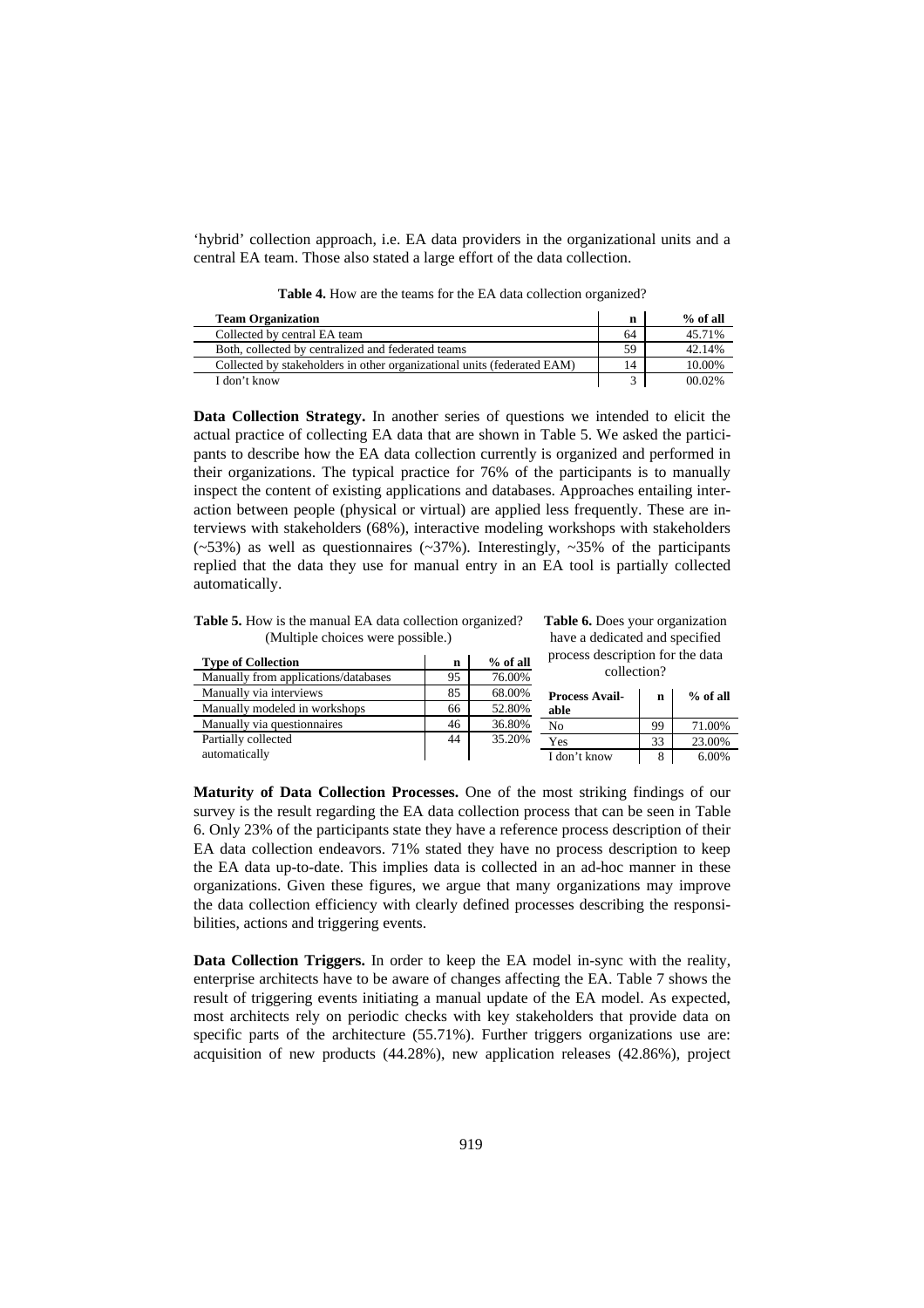'hybrid' collection approach, i.e. EA data providers in the organizational units and a central EA team. Those also stated a large effort of the data collection.

**Table 4.** How are the teams for the EA data collection organized?

| Team Organization | n | % of all |
|---|---|---|
| Collected by central EA team | 64 | 45.71% |
| Both, collected by centralized and federated teams | 59 | 42.14% |
| Collected by stakeholders in other organizational units (federated EAM) | 14 | 10.00% |
| I don't know | 3 | 00.02% |

**Data Collection Strategy.** In another series of questions we intended to elicit the actual practice of collecting EA data that are shown in Table 5. We asked the participants to describe how the EA data collection currently is organized and performed in their organizations. The typical practice for 76% of the participants is to manually inspect the content of existing applications and databases. Approaches entailing interaction between people (physical or virtual) are applied less frequently. These are interviews with stakeholders (68%), interactive modeling workshops with stakeholders (~53%) as well as questionnaires (~37%). Interestingly, ~35% of the participants replied that the data they use for manual entry in an EA tool is partially collected automatically.

**Table 5.** How is the manual EA data collection organized? (Multiple choices were possible.)

| Type of Collection | n | % of all |
|---|---|---|
| Manually from applications/databases | 95 | 76.00% |
| Manually via interviews | 85 | 68.00% |
| Manually modeled in workshops | 66 | 52.80% |
| Manually via questionnaires | 46 | 36.80% |
| Partially collected automatically | 44 | 35.20% |

**Table 6.** Does your organization have a dedicated and specified process description for the data collection?

| Process Available | n | % of all |
|---|---|---|
| No | 99 | 71.00% |
| Yes | 33 | 23.00% |
| I don't know | 8 | 6.00% |

**Maturity of Data Collection Processes.** One of the most striking findings of our survey is the result regarding the EA data collection process that can be seen in Table 6. Only 23% of the participants state they have a reference process description of their EA data collection endeavors. 71% stated they have no process description to keep the EA data up-to-date. This implies data is collected in an ad-hoc manner in these organizations. Given these figures, we argue that many organizations may improve the data collection efficiency with clearly defined processes describing the responsibilities, actions and triggering events.

**Data Collection Triggers.** In order to keep the EA model in-sync with the reality, enterprise architects have to be aware of changes affecting the EA. Table 7 shows the result of triggering events initiating a manual update of the EA model. As expected, most architects rely on periodic checks with key stakeholders that provide data on specific parts of the architecture (55.71%). Further triggers organizations use are: acquisition of new products (44.28%), new application releases (42.86%), project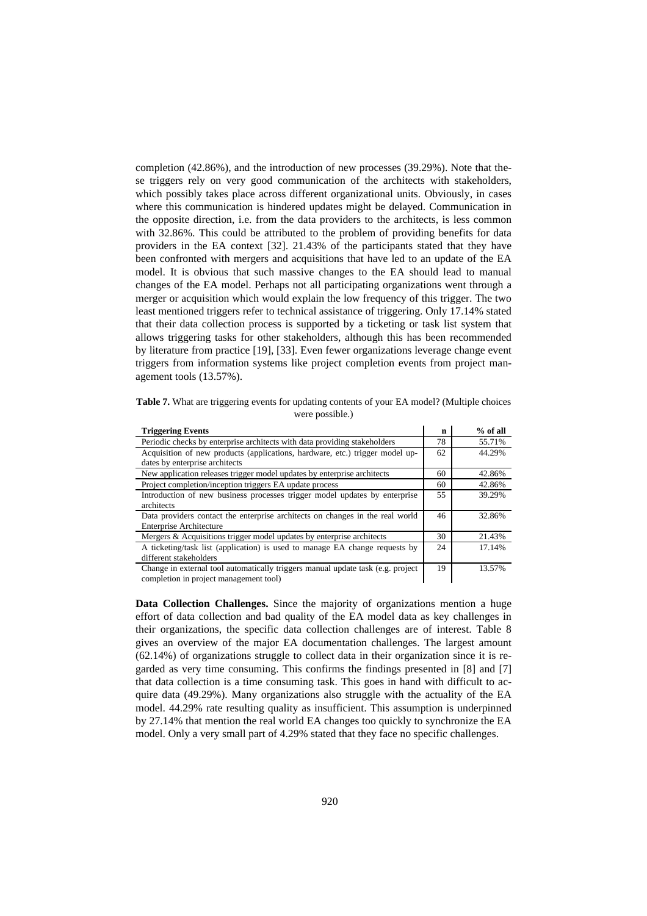completion (42.86%), and the introduction of new processes (39.29%). Note that these triggers rely on very good communication of the architects with stakeholders, which possibly takes place across different organizational units. Obviously, in cases where this communication is hindered updates might be delayed. Communication in the opposite direction, i.e. from the data providers to the architects, is less common with 32.86%. This could be attributed to the problem of providing benefits for data providers in the EA context [32]. 21.43% of the participants stated that they have been confronted with mergers and acquisitions that have led to an update of the EA model. It is obvious that such massive changes to the EA should lead to manual changes of the EA model. Perhaps not all participating organizations went through a merger or acquisition which would explain the low frequency of this trigger. The two least mentioned triggers refer to technical assistance of triggering. Only 17.14% stated that their data collection process is supported by a ticketing or task list system that allows triggering tasks for other stakeholders, although this has been recommended by literature from practice [19], [33]. Even fewer organizations leverage change event triggers from information systems like project completion events from project management tools (13.57%).

**Table 7.** What are triggering events for updating contents of your EA model? (Multiple choices were possible.)

| Triggering Events | n | % of all |
|---|---|---|
| Periodic checks by enterprise architects with data providing stakeholders | 78 | 55.71% |
| Acquisition of new products (applications, hardware, etc.) trigger model updates by enterprise architects | 62 | 44.29% |
| New application releases trigger model updates by enterprise architects | 60 | 42.86% |
| Project completion/inception triggers EA update process | 60 | 42.86% |
| Introduction of new business processes trigger model updates by enterprise architects | 55 | 39.29% |
| Data providers contact the enterprise architects on changes in the real world Enterprise Architecture | 46 | 32.86% |
| Mergers & Acquisitions trigger model updates by enterprise architects | 30 | 21.43% |
| A ticketing/task list (application) is used to manage EA change requests by different stakeholders | 24 | 17.14% |
| Change in external tool automatically triggers manual update task (e.g. project completion in project management tool) | 19 | 13.57% |

**Data Collection Challenges.** Since the majority of organizations mention a huge effort of data collection and bad quality of the EA model data as key challenges in their organizations, the specific data collection challenges are of interest. Table 8 gives an overview of the major EA documentation challenges. The largest amount (62.14%) of organizations struggle to collect data in their organization since it is regarded as very time consuming. This confirms the findings presented in [8] and [7] that data collection is a time consuming task. This goes in hand with difficult to acquire data (49.29%). Many organizations also struggle with the actuality of the EA model. 44.29% rate resulting quality as insufficient. This assumption is underpinned by 27.14% that mention the real world EA changes too quickly to synchronize the EA model. Only a very small part of 4.29% stated that they face no specific challenges.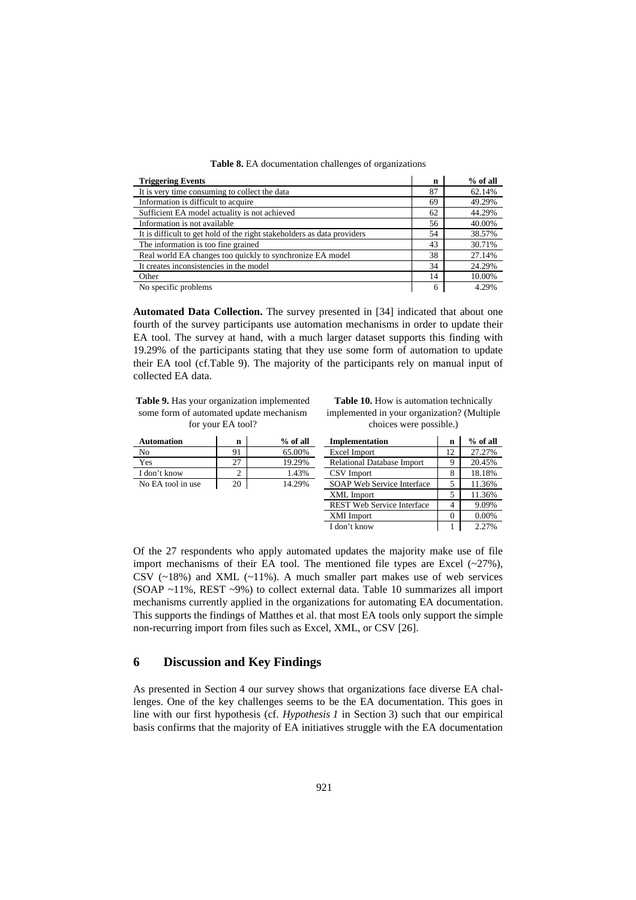**Table 8.** EA documentation challenges of organizations

| Triggering Events | n | % of all |
|---|---|---|
| It is very time consuming to collect the data | 87 | 62.14% |
| Information is difficult to acquire | 69 | 49.29% |
| Sufficient EA model actuality is not achieved | 62 | 44.29% |
| Information is not available | 56 | 40.00% |
| It is difficult to get hold of the right stakeholders as data providers | 54 | 38.57% |
| The information is too fine grained | 43 | 30.71% |
| Real world EA changes too quickly to synchronize EA model | 38 | 27.14% |
| It creates inconsistencies in the model | 34 | 24.29% |
| Other | 14 | 10.00% |
| No specific problems | 6 | 4.29% |

**Automated Data Collection.** The survey presented in [34] indicated that about one fourth of the survey participants use automation mechanisms in order to update their EA tool. The survey at hand, with a much larger dataset supports this finding with 19.29% of the participants stating that they use some form of automation to update their EA tool (cf.Table 9). The majority of the participants rely on manual input of collected EA data.

**Table 9.** Has your organization implemented some form of automated update mechanism for your EA tool?

| Automation | n | % of all |
|---|---|---|
| No | 91 | 65.00% |
| Yes | 27 | 19.29% |
| I don't know | 2 | 1.43% |
| No EA tool in use | 20 | 14.29% |

**Table 10.** How is automation technically implemented in your organization? (Multiple choices were possible.)

| Implementation | n | % of all |
|---|---|---|
| Excel Import | 12 | 27.27% |
| Relational Database Import | 9 | 20.45% |
| CSV Import | 8 | 18.18% |
| SOAP Web Service Interface | 5 | 11.36% |
| XML Import | 5 | 11.36% |
| REST Web Service Interface | 4 | 9.09% |
| XMI Import | 0 | 0.00% |
| I don't know | 1 | 2.27% |

Of the 27 respondents who apply automated updates the majority make use of file import mechanisms of their EA tool. The mentioned file types are Excel (~27%), CSV (~18%) and XML (~11%). A much smaller part makes use of web services (SOAP ~11%, REST ~9%) to collect external data. Table 10 summarizes all import mechanisms currently applied in the organizations for automating EA documentation. This supports the findings of Matthes et al. that most EA tools only support the simple non-recurring import from files such as Excel, XML, or CSV [26].

## 6 Discussion and Key Findings

As presented in Section 4 our survey shows that organizations face diverse EA challenges. One of the key challenges seems to be the EA documentation. This goes in line with our first hypothesis (cf. *Hypothesis 1* in Section 3) such that our empirical basis confirms that the majority of EA initiatives struggle with the EA documentation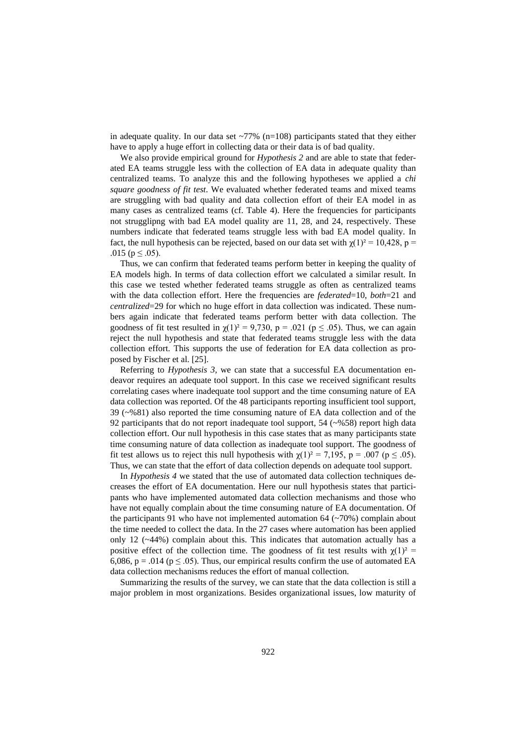in adequate quality. In our data set ~77% (n=108) participants stated that they either have to apply a huge effort in collecting data or their data is of bad quality.

We also provide empirical ground for *Hypothesis 2* and are able to state that federated EA teams struggle less with the collection of EA data in adequate quality than centralized teams. To analyze this and the following hypotheses we applied a *chi square goodness of fit test*. We evaluated whether federated teams and mixed teams are struggling with bad quality and data collection effort of their EA model in as many cases as centralized teams (cf. Table 4). Here the frequencies for participants not strugglipng with bad EA model quality are 11, 28, and 24, respectively. These numbers indicate that federated teams struggle less with bad EA model quality. In fact, the null hypothesis can be rejected, based on our data set with $\chi(1)^2 = 10{,}428$, $p = .015$ ($p \leq .05$).

Thus, we can confirm that federated teams perform better in keeping the quality of EA models high. In terms of data collection effort we calculated a similar result. In this case we tested whether federated teams struggle as often as centralized teams with the data collection effort. Here the frequencies are *federated*=10, *both*=21 and *centralized*=29 for which no huge effort in data collection was indicated. These numbers again indicate that federated teams perform better with data collection. The goodness of fit test resulted in $\chi(1)^2 = 9{,}730$, $p = .021$ ($p \leq .05$). Thus, we can again reject the null hypothesis and state that federated teams struggle less with the data collection effort. This supports the use of federation for EA data collection as proposed by Fischer et al. [25].

Referring to *Hypothesis 3*, we can state that a successful EA documentation endeavor requires an adequate tool support. In this case we received significant results correlating cases where inadequate tool support and the time consuming nature of EA data collection was reported. Of the 48 participants reporting insufficient tool support, 39 (~%81) also reported the time consuming nature of EA data collection and of the 92 participants that do not report inadequate tool support, 54 (~%58) report high data collection effort. Our null hypothesis in this case states that as many participants state time consuming nature of data collection as inadequate tool support. The goodness of fit test allows us to reject this null hypothesis with $\chi(1)^2 = 7{,}195$, $p = .007$ ($p \leq .05$). Thus, we can state that the effort of data collection depends on adequate tool support.

In *Hypothesis 4* we stated that the use of automated data collection techniques decreases the effort of EA documentation. Here our null hypothesis states that participants who have implemented automated data collection mechanisms and those who have not equally complain about the time consuming nature of EA documentation. Of the participants 91 who have not implemented automation 64 (~70%) complain about the time needed to collect the data. In the 27 cases where automation has been applied only 12 (~44%) complain about this. This indicates that automation actually has a positive effect of the collection time. The goodness of fit test results with $\chi(1)^2 = 6{,}086$, $p = .014$ ($p \leq .05$). Thus, our empirical results confirm the use of automated EA data collection mechanisms reduces the effort of manual collection.

Summarizing the results of the survey, we can state that the data collection is still a major problem in most organizations. Besides organizational issues, low maturity of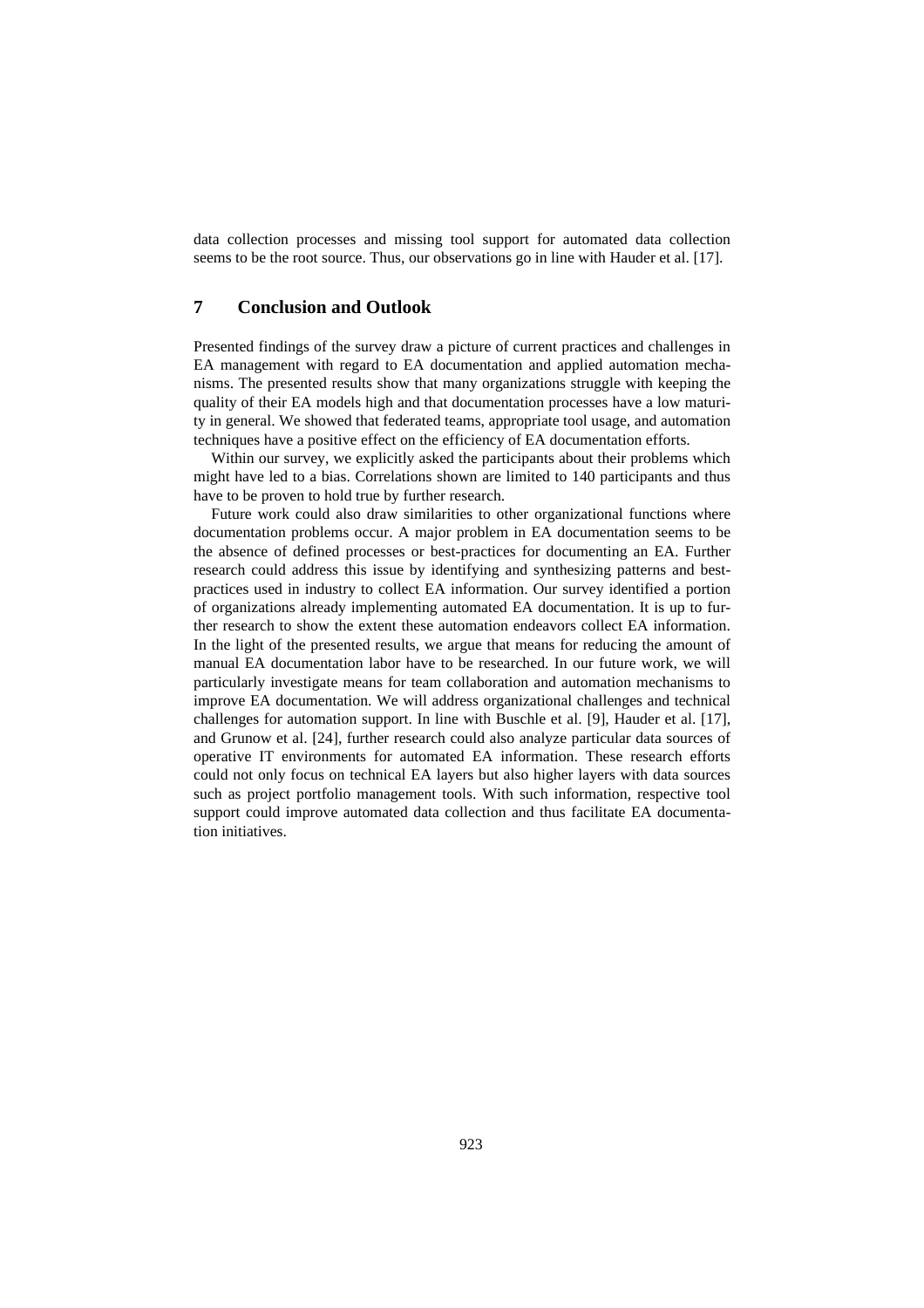data collection processes and missing tool support for automated data collection seems to be the root source. Thus, our observations go in line with Hauder et al. [17].

## 7 Conclusion and Outlook

Presented findings of the survey draw a picture of current practices and challenges in EA management with regard to EA documentation and applied automation mechanisms. The presented results show that many organizations struggle with keeping the quality of their EA models high and that documentation processes have a low maturity in general. We showed that federated teams, appropriate tool usage, and automation techniques have a positive effect on the efficiency of EA documentation efforts.

Within our survey, we explicitly asked the participants about their problems which might have led to a bias. Correlations shown are limited to 140 participants and thus have to be proven to hold true by further research.

Future work could also draw similarities to other organizational functions where documentation problems occur. A major problem in EA documentation seems to be the absence of defined processes or best-practices for documenting an EA. Further research could address this issue by identifying and synthesizing patterns and best-practices used in industry to collect EA information. Our survey identified a portion of organizations already implementing automated EA documentation. It is up to further research to show the extent these automation endeavors collect EA information. In the light of the presented results, we argue that means for reducing the amount of manual EA documentation labor have to be researched. In our future work, we will particularly investigate means for team collaboration and automation mechanisms to improve EA documentation. We will address organizational challenges and technical challenges for automation support. In line with Buschle et al. [9], Hauder et al. [17], and Grunow et al. [24], further research could also analyze particular data sources of operative IT environments for automated EA information. These research efforts could not only focus on technical EA layers but also higher layers with data sources such as project portfolio management tools. With such information, respective tool support could improve automated data collection and thus facilitate EA documentation initiatives.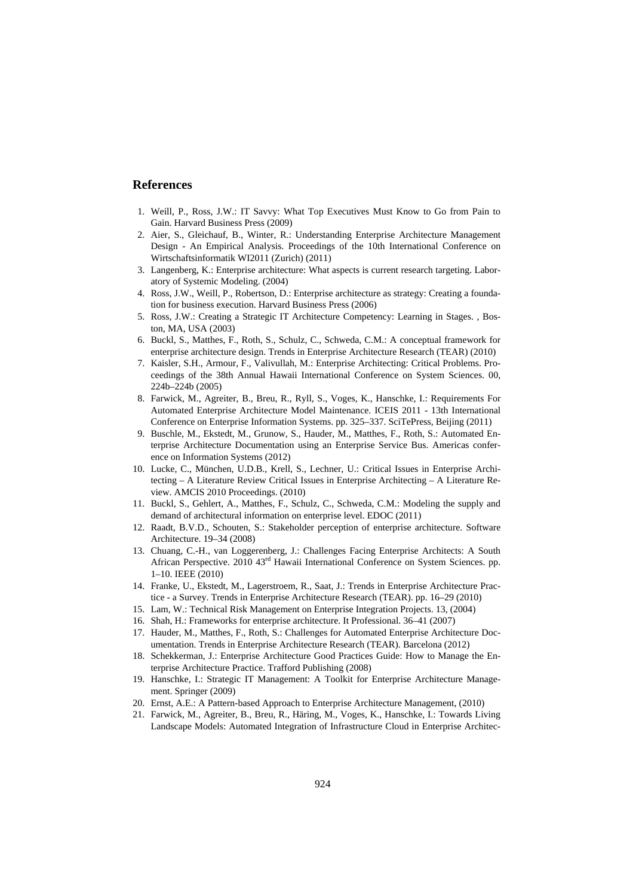## References

1. Weill, P., Ross, J.W.: IT Savvy: What Top Executives Must Know to Go from Pain to Gain. Harvard Business Press (2009)
2. Aier, S., Gleichauf, B., Winter, R.: Understanding Enterprise Architecture Management Design - An Empirical Analysis. Proceedings of the 10th International Conference on Wirtschaftsinformatik WI2011 (Zurich) (2011)
3. Langenberg, K.: Enterprise architecture: What aspects is current research targeting. Laboratory of Systemic Modeling. (2004)
4. Ross, J.W., Weill, P., Robertson, D.: Enterprise architecture as strategy: Creating a foundation for business execution. Harvard Business Press (2006)
5. Ross, J.W.: Creating a Strategic IT Architecture Competency: Learning in Stages. , Boston, MA, USA (2003)
6. Buckl, S., Matthes, F., Roth, S., Schulz, C., Schweda, C.M.: A conceptual framework for enterprise architecture design. Trends in Enterprise Architecture Research (TEAR) (2010)
7. Kaisler, S.H., Armour, F., Valivullah, M.: Enterprise Architecting: Critical Problems. Proceedings of the 38th Annual Hawaii International Conference on System Sciences. 00, 224b–224b (2005)
8. Farwick, M., Agreiter, B., Breu, R., Ryll, S., Voges, K., Hanschke, I.: Requirements For Automated Enterprise Architecture Model Maintenance. ICEIS 2011 - 13th International Conference on Enterprise Information Systems. pp. 325–337. SciTePress, Beijing (2011)
9. Buschle, M., Ekstedt, M., Grunow, S., Hauder, M., Matthes, F., Roth, S.: Automated Enterprise Architecture Documentation using an Enterprise Service Bus. Americas conference on Information Systems (2012)
10. Lucke, C., München, U.D.B., Krell, S., Lechner, U.: Critical Issues in Enterprise Architecting – A Literature Review Critical Issues in Enterprise Architecting – A Literature Review. AMCIS 2010 Proceedings. (2010)
11. Buckl, S., Gehlert, A., Matthes, F., Schulz, C., Schweda, C.M.: Modeling the supply and demand of architectural information on enterprise level. EDOC (2011)
12. Raadt, B.V.D., Schouten, S.: Stakeholder perception of enterprise architecture. Software Architecture. 19–34 (2008)
13. Chuang, C.-H., van Loggerenberg, J.: Challenges Facing Enterprise Architects: A South African Perspective. 2010 43rd Hawaii International Conference on System Sciences. pp. 1–10. IEEE (2010)
14. Franke, U., Ekstedt, M., Lagerstroem, R., Saat, J.: Trends in Enterprise Architecture Practice - a Survey. Trends in Enterprise Architecture Research (TEAR). pp. 16–29 (2010)
15. Lam, W.: Technical Risk Management on Enterprise Integration Projects. 13, (2004)
16. Shah, H.: Frameworks for enterprise architecture. It Professional. 36–41 (2007)
17. Hauder, M., Matthes, F., Roth, S.: Challenges for Automated Enterprise Architecture Documentation. Trends in Enterprise Architecture Research (TEAR). Barcelona (2012)
18. Schekkerman, J.: Enterprise Architecture Good Practices Guide: How to Manage the Enterprise Architecture Practice. Trafford Publishing (2008)
19. Hanschke, I.: Strategic IT Management: A Toolkit for Enterprise Architecture Management. Springer (2009)
20. Ernst, A.E.: A Pattern-based Approach to Enterprise Architecture Management, (2010)
21. Farwick, M., Agreiter, B., Breu, R., Häring, M., Voges, K., Hanschke, I.: Towards Living Landscape Models: Automated Integration of Infrastructure Cloud in Enterprise Architec-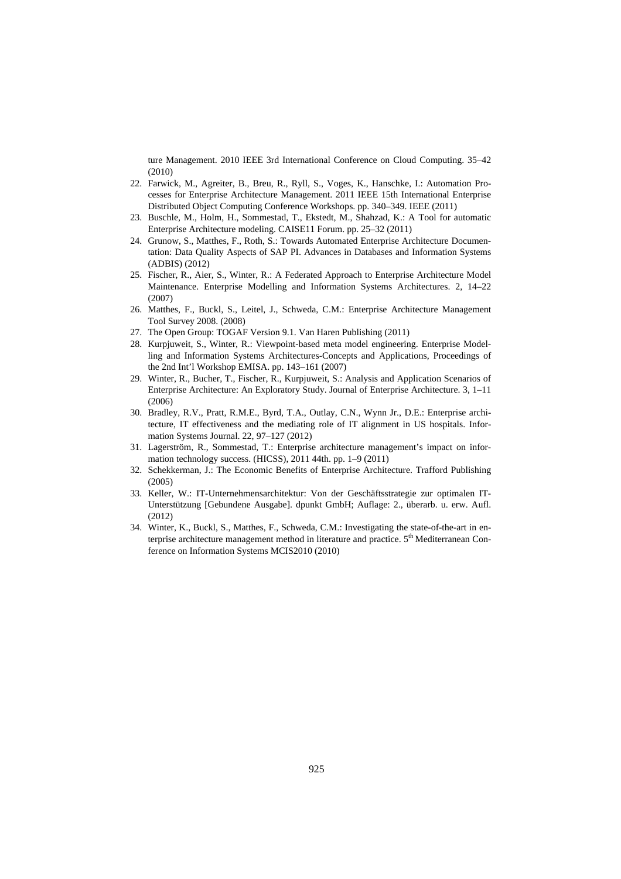ture Management. 2010 IEEE 3rd International Conference on Cloud Computing. 35–42 (2010)

22. Farwick, M., Agreiter, B., Breu, R., Ryll, S., Voges, K., Hanschke, I.: Automation Processes for Enterprise Architecture Management. 2011 IEEE 15th International Enterprise Distributed Object Computing Conference Workshops. pp. 340–349. IEEE (2011)
23. Buschle, M., Holm, H., Sommestad, T., Ekstedt, M., Shahzad, K.: A Tool for automatic Enterprise Architecture modeling. CAISE11 Forum. pp. 25–32 (2011)
24. Grunow, S., Matthes, F., Roth, S.: Towards Automated Enterprise Architecture Documentation: Data Quality Aspects of SAP PI. Advances in Databases and Information Systems (ADBIS) (2012)
25. Fischer, R., Aier, S., Winter, R.: A Federated Approach to Enterprise Architecture Model Maintenance. Enterprise Modelling and Information Systems Architectures. 2, 14–22 (2007)
26. Matthes, F., Buckl, S., Leitel, J., Schweda, C.M.: Enterprise Architecture Management Tool Survey 2008. (2008)
27. The Open Group: TOGAF Version 9.1. Van Haren Publishing (2011)
28. Kurpjuweit, S., Winter, R.: Viewpoint-based meta model engineering. Enterprise Modelling and Information Systems Architectures-Concepts and Applications, Proceedings of the 2nd Int'l Workshop EMISA. pp. 143–161 (2007)
29. Winter, R., Bucher, T., Fischer, R., Kurpjuweit, S.: Analysis and Application Scenarios of Enterprise Architecture: An Exploratory Study. Journal of Enterprise Architecture. 3, 1–11 (2006)
30. Bradley, R.V., Pratt, R.M.E., Byrd, T.A., Outlay, C.N., Wynn Jr., D.E.: Enterprise architecture, IT effectiveness and the mediating role of IT alignment in US hospitals. Information Systems Journal. 22, 97–127 (2012)
31. Lagerström, R., Sommestad, T.: Enterprise architecture management's impact on information technology success. (HICSS), 2011 44th. pp. 1–9 (2011)
32. Schekkerman, J.: The Economic Benefits of Enterprise Architecture. Trafford Publishing (2005)
33. Keller, W.: IT-Unternehmensarchitektur: Von der Geschäftsstrategie zur optimalen IT-Unterstützung [Gebundene Ausgabe]. dpunkt GmbH; Auflage: 2., überarb. u. erw. Aufl. (2012)
34. Winter, K., Buckl, S., Matthes, F., Schweda, C.M.: Investigating the state-of-the-art in enterprise architecture management method in literature and practice. 5th Mediterranean Conference on Information Systems MCIS2010 (2010)